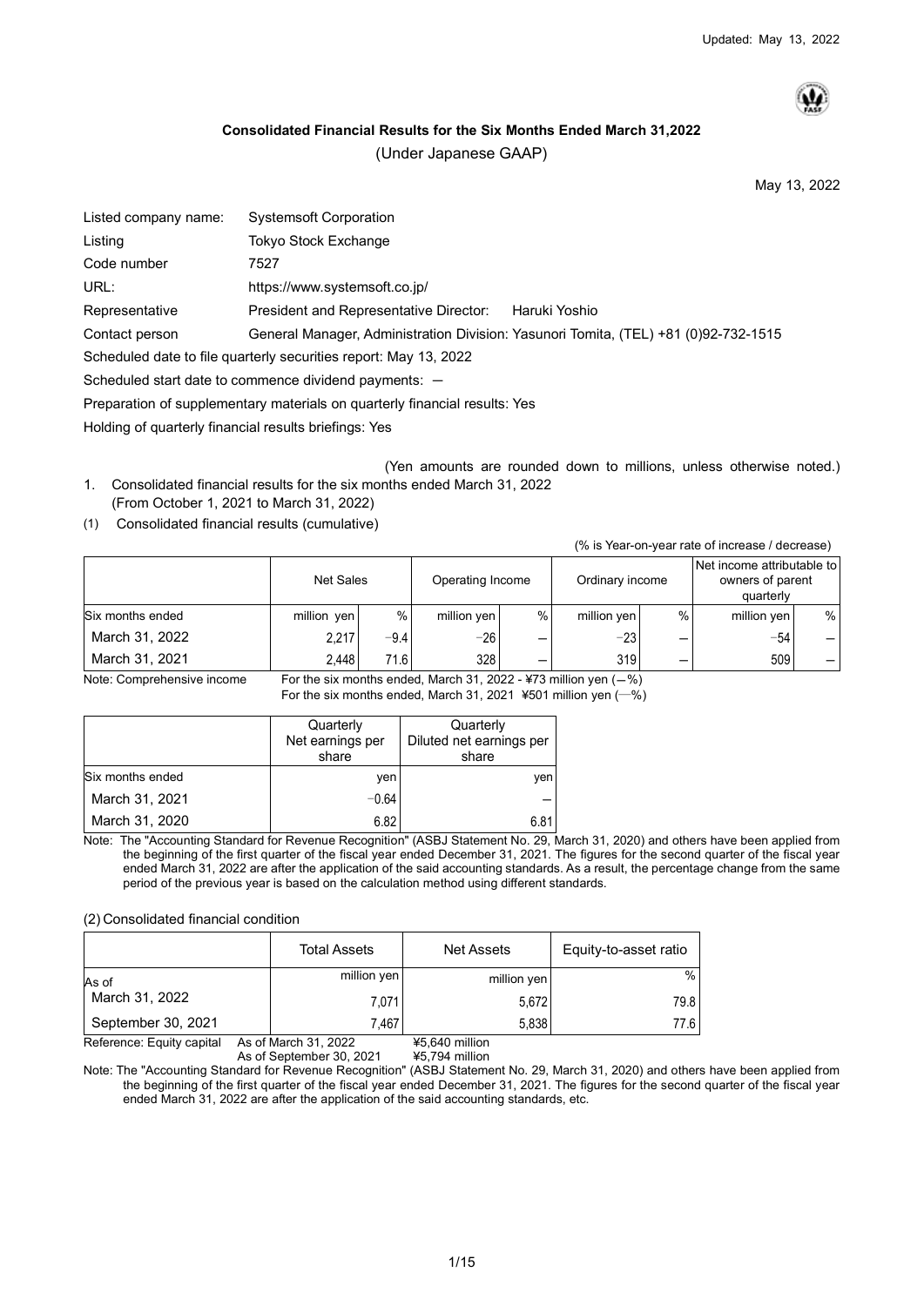Updated: May 13, 2022

**Consolidated Financial Results for the Six Months Ended March 31,2022**

(Under Japanese GAAP)

May 13, 2022

| | |
|---|---|
| Listed company name: | Systemsoft Corporation |
| Listing | Tokyo Stock Exchange |
| Code number | 7527 |
| URL: | https://www.systemsoft.co.jp/ |
| Representative | President and Representative Director: Haruki Yoshio |
| Contact person | General Manager, Administration Division: Yasunori Tomita, (TEL) +81 (0)92-732-1515 |

Scheduled date to file quarterly securities report: May 13, 2022

Scheduled start date to commence dividend payments: —

Preparation of supplementary materials on quarterly financial results: Yes

Holding of quarterly financial results briefings: Yes

(Yen amounts are rounded down to millions, unless otherwise noted.)

1. Consolidated financial results for the six months ended March 31, 2022
   (From October 1, 2021 to March 31, 2022)

(1) Consolidated financial results (cumulative)

(% is Year-on-year rate of increase / decrease)

| | Net Sales | | Operating Income | | Ordinary income | | Net income attributable to owners of parent quarterly | |
|---|---|---|---|---|---|---|---|---|
| Six months ended | million yen | % | million yen | % | million yen | % | million yen | % |
| March 31, 2022 | 2,217 | −9.4 | −26 | — | −23 | — | −54 | — |
| March 31, 2021 | 2,448 | 71.6 | 328 | — | 319 | — | 509 | — |

Note: Comprehensive income For the six months ended, March 31, 2022 - ¥73 million yen (—%)
For the six months ended, March 31, 2021 ¥501 million yen (—%)

| | Quarterly Net earnings per share | Quarterly Diluted net earnings per share |
|---|---|---|
| Six months ended | yen | yen |
| March 31, 2021 | −0.64 | — |
| March 31, 2020 | 6.82 | 6.81 |

Note: The "Accounting Standard for Revenue Recognition" (ASBJ Statement No. 29, March 31, 2020) and others have been applied from the beginning of the first quarter of the fiscal year ended December 31, 2021. The figures for the second quarter of the fiscal year ended March 31, 2022 are after the application of the said accounting standards. As a result, the percentage change from the same period of the previous year is based on the calculation method using different standards.

(2) Consolidated financial condition

| | Total Assets | Net Assets | Equity-to-asset ratio |
|---|---|---|---|
| As of | million yen | million yen | % |
| March 31, 2022 | 7,071 | 5,672 | 79.8 |
| September 30, 2021 | 7,467 | 5,838 | 77.6 |

Reference: Equity capital As of March 31, 2022 ¥5,640 million
As of September 30, 2021 ¥5,794 million

Note: The "Accounting Standard for Revenue Recognition" (ASBJ Statement No. 29, March 31, 2020) and others have been applied from the beginning of the first quarter of the fiscal year ended December 31, 2021. The figures for the second quarter of the fiscal year ended March 31, 2022 are after the application of the said accounting standards, etc.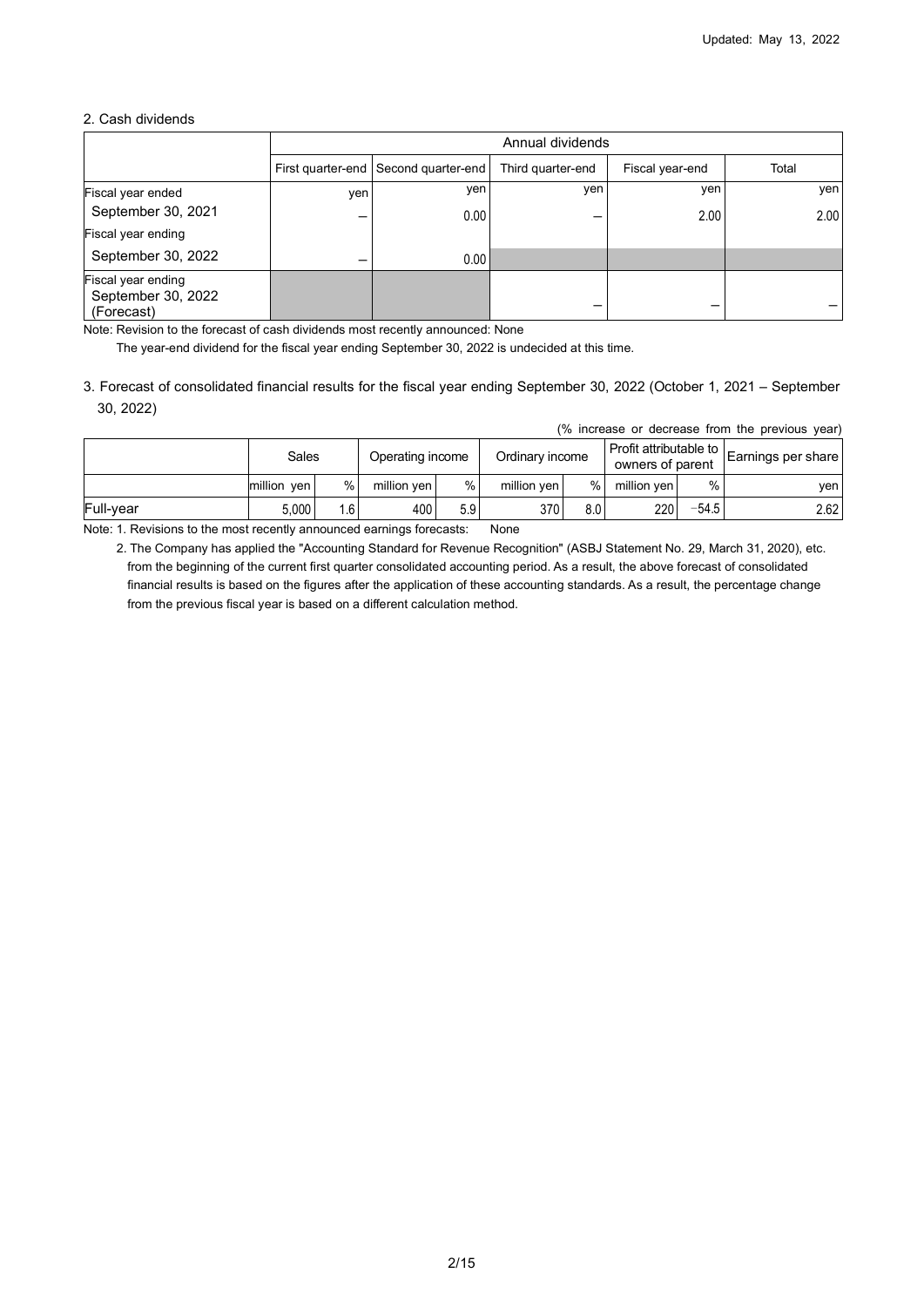Updated: May 13, 2022

## 2. Cash dividends

| | Annual dividends | | | | |
|---|---|---|---|---|---|
| | First quarter-end | Second quarter-end | Third quarter-end | Fiscal year-end | Total |
| | yen | yen | yen | yen | yen |
| Fiscal year ended September 30, 2021 | – | 0.00 | – | 2.00 | 2.00 |
| Fiscal year ending September 30, 2022 | – | 0.00 | | | |
| Fiscal year ending September 30, 2022 (Forecast) | | | – | – | – |

Note: Revision to the forecast of cash dividends most recently announced: None

The year-end dividend for the fiscal year ending September 30, 2022 is undecided at this time.

## 3. Forecast of consolidated financial results for the fiscal year ending September 30, 2022 (October 1, 2021 – September 30, 2022)

(% increase or decrease from the previous year)

| | Sales | | Operating income | | Ordinary income | | Profit attributable to owners of parent | | Earnings per share |
|---|---|---|---|---|---|---|---|---|---|
| | million yen | % | million yen | % | million yen | % | million yen | % | yen |
| Full-year | 5,000 | 1.6 | 400 | 5.9 | 370 | 8.0 | 220 | −54.5 | 2.62 |

Note: 1. Revisions to the most recently announced earnings forecasts: None

2. The Company has applied the "Accounting Standard for Revenue Recognition" (ASBJ Statement No. 29, March 31, 2020), etc. from the beginning of the current first quarter consolidated accounting period. As a result, the above forecast of consolidated financial results is based on the figures after the application of these accounting standards. As a result, the percentage change from the previous fiscal year is based on a different calculation method.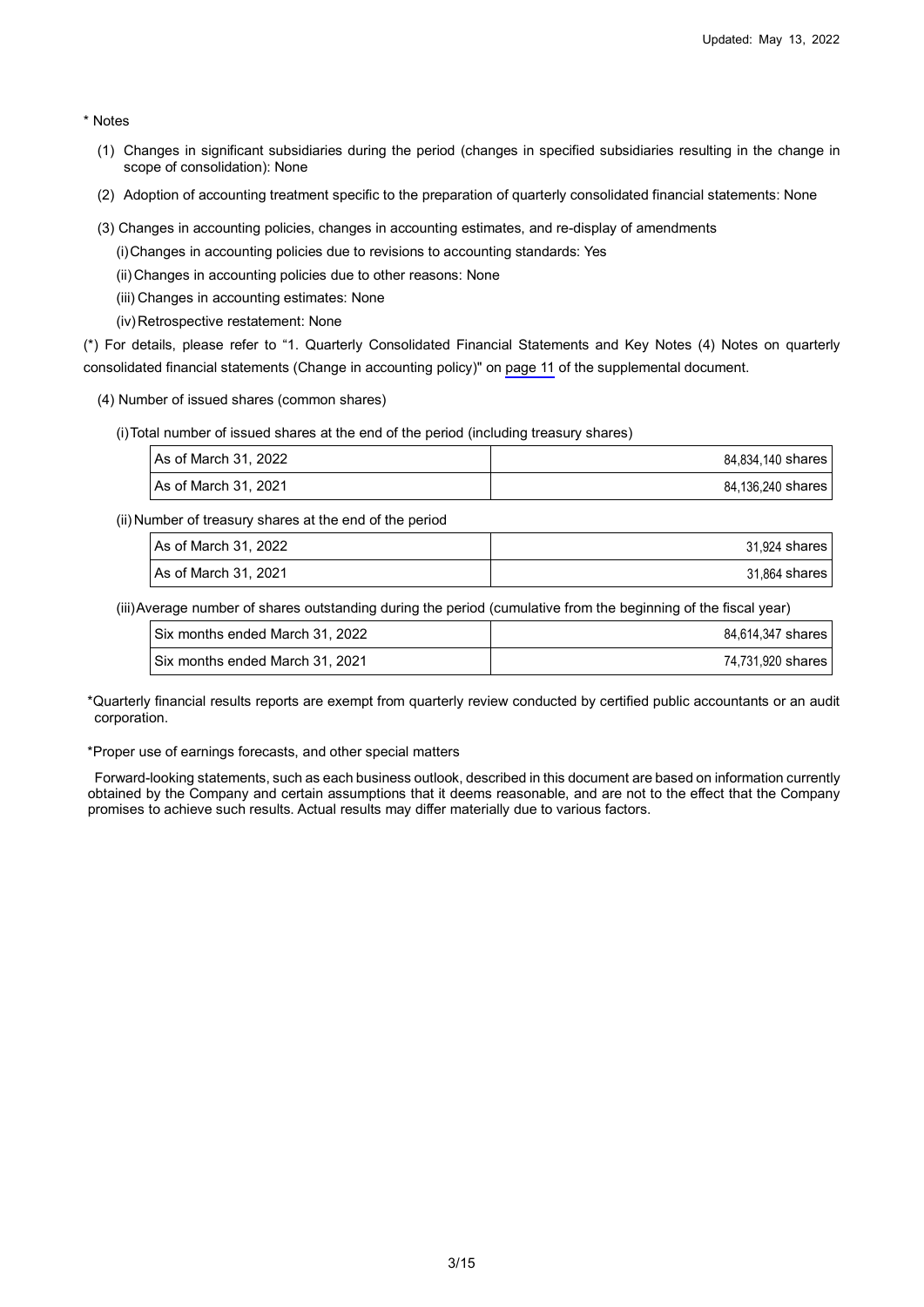\* Notes

(1) Changes in significant subsidiaries during the period (changes in specified subsidiaries resulting in the change in scope of consolidation): None

(2) Adoption of accounting treatment specific to the preparation of quarterly consolidated financial statements: None

(3) Changes in accounting policies, changes in accounting estimates, and re-display of amendments

(i) Changes in accounting policies due to revisions to accounting standards: Yes

(ii) Changes in accounting policies due to other reasons: None

(iii) Changes in accounting estimates: None

(iv) Retrospective restatement: None

(\*) For details, please refer to "1. Quarterly Consolidated Financial Statements and Key Notes (4) Notes on quarterly consolidated financial statements (Change in accounting policy)" on page 11 of the supplemental document.

(4) Number of issued shares (common shares)

(i) Total number of issued shares at the end of the period (including treasury shares)

| | |
|---|---|
| As of March 31, 2022 | 84,834,140 shares |
| As of March 31, 2021 | 84,136,240 shares |

(ii) Number of treasury shares at the end of the period

| | |
|---|---|
| As of March 31, 2022 | 31,924 shares |
| As of March 31, 2021 | 31,864 shares |

(iii) Average number of shares outstanding during the period (cumulative from the beginning of the fiscal year)

| | |
|---|---|
| Six months ended March 31, 2022 | 84,614,347 shares |
| Six months ended March 31, 2021 | 74,731,920 shares |

\*Quarterly financial results reports are exempt from quarterly review conducted by certified public accountants or an audit corporation.

\*Proper use of earnings forecasts, and other special matters

Forward-looking statements, such as each business outlook, described in this document are based on information currently obtained by the Company and certain assumptions that it deems reasonable, and are not to the effect that the Company promises to achieve such results. Actual results may differ materially due to various factors.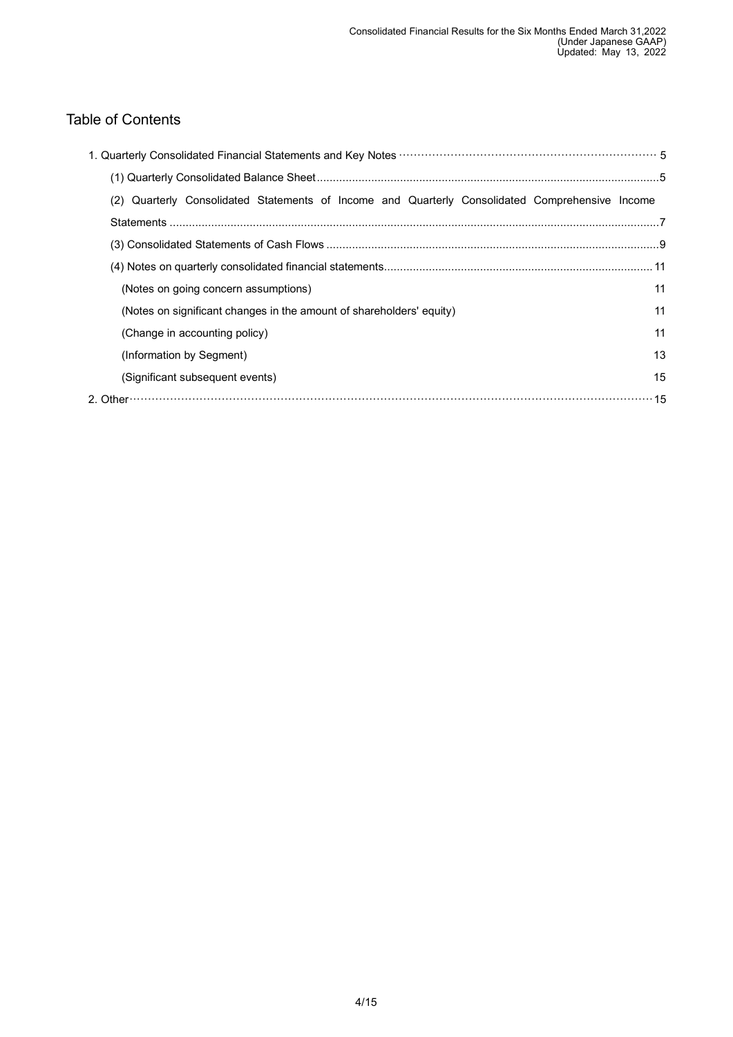# Table of Contents

1. Quarterly Consolidated Financial Statements and Key Notes ........ 5
   - (1) Quarterly Consolidated Balance Sheet ........ 5
   - (2) Quarterly Consolidated Statements of Income and Quarterly Consolidated Comprehensive Income Statements ........ 7
   - (3) Consolidated Statements of Cash Flows ........ 9
   - (4) Notes on quarterly consolidated financial statements ........ 11
     - (Notes on going concern assumptions) 11
     - (Notes on significant changes in the amount of shareholders' equity) 11
     - (Change in accounting policy) 11
     - (Information by Segment) 13
     - (Significant subsequent events) 15
2. Other ........ 15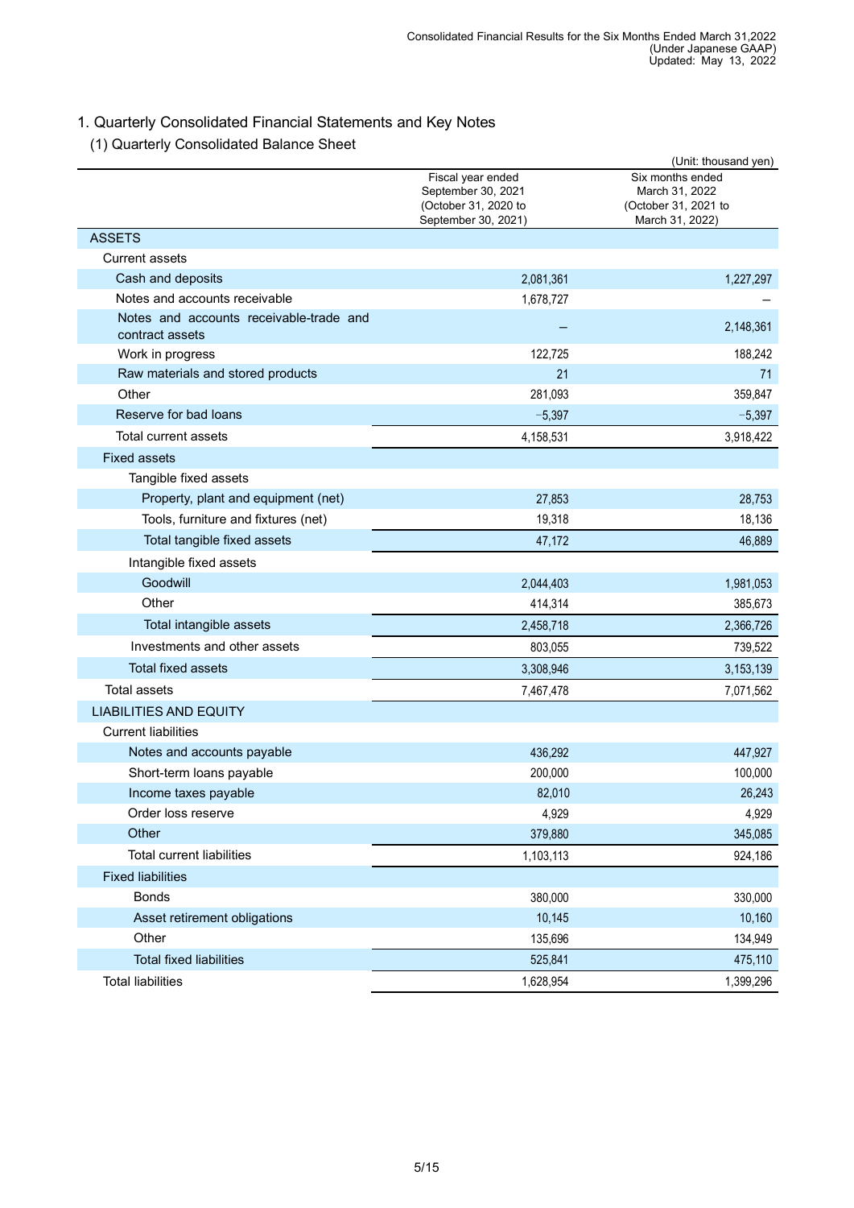# 1. Quarterly Consolidated Financial Statements and Key Notes

## (1) Quarterly Consolidated Balance Sheet

(Unit: thousand yen)

| | Fiscal year ended September 30, 2021 (October 31, 2020 to September 30, 2021) | Six months ended March 31, 2022 (October 31, 2021 to March 31, 2022) |
|---|---|---|
| ASSETS | | |
| Current assets | | |
| Cash and deposits | 2,081,361 | 1,227,297 |
| Notes and accounts receivable | 1,678,727 | – |
| Notes and accounts receivable-trade and contract assets | – | 2,148,361 |
| Work in progress | 122,725 | 188,242 |
| Raw materials and stored products | 21 | 71 |
| Other | 281,093 | 359,847 |
| Reserve for bad loans | −5,397 | −5,397 |
| Total current assets | 4,158,531 | 3,918,422 |
| Fixed assets | | |
| Tangible fixed assets | | |
| Property, plant and equipment (net) | 27,853 | 28,753 |
| Tools, furniture and fixtures (net) | 19,318 | 18,136 |
| Total tangible fixed assets | 47,172 | 46,889 |
| Intangible fixed assets | | |
| Goodwill | 2,044,403 | 1,981,053 |
| Other | 414,314 | 385,673 |
| Total intangible assets | 2,458,718 | 2,366,726 |
| Investments and other assets | 803,055 | 739,522 |
| Total fixed assets | 3,308,946 | 3,153,139 |
| Total assets | 7,467,478 | 7,071,562 |
| LIABILITIES AND EQUITY | | |
| Current liabilities | | |
| Notes and accounts payable | 436,292 | 447,927 |
| Short-term loans payable | 200,000 | 100,000 |
| Income taxes payable | 82,010 | 26,243 |
| Order loss reserve | 4,929 | 4,929 |
| Other | 379,880 | 345,085 |
| Total current liabilities | 1,103,113 | 924,186 |
| Fixed liabilities | | |
| Bonds | 380,000 | 330,000 |
| Asset retirement obligations | 10,145 | 10,160 |
| Other | 135,696 | 134,949 |
| Total fixed liabilities | 525,841 | 475,110 |
| Total liabilities | 1,628,954 | 1,399,296 |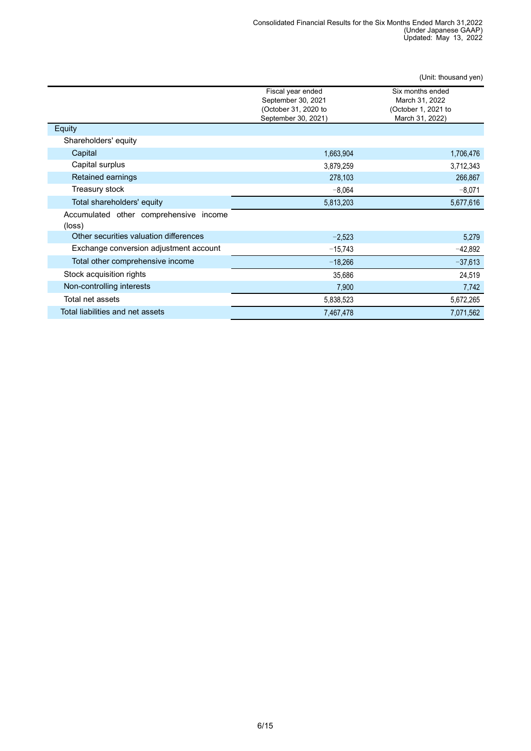(Unit: thousand yen)

| | Fiscal year ended September 30, 2021 (October 31, 2020 to September 30, 2021) | Six months ended March 31, 2022 (October 1, 2021 to March 31, 2022) |
|---|---|---|
| Equity | | |
| Shareholders' equity | | |
| Capital | 1,663,904 | 1,706,476 |
| Capital surplus | 3,879,259 | 3,712,343 |
| Retained earnings | 278,103 | 266,867 |
| Treasury stock | −8,064 | −8,071 |
| Total shareholders' equity | 5,813,203 | 5,677,616 |
| Accumulated other comprehensive income (loss) | | |
| Other securities valuation differences | −2,523 | 5,279 |
| Exchange conversion adjustment account | −15,743 | −42,892 |
| Total other comprehensive income | −18,266 | −37,613 |
| Stock acquisition rights | 35,686 | 24,519 |
| Non-controlling interests | 7,900 | 7,742 |
| Total net assets | 5,838,523 | 5,672,265 |
| Total liabilities and net assets | 7,467,478 | 7,071,562 |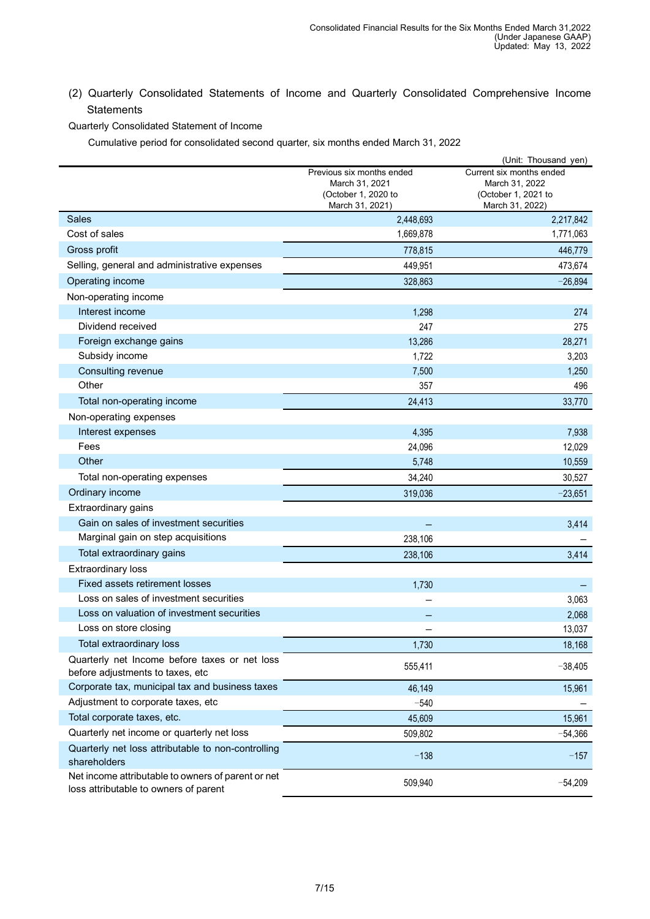(2) Quarterly Consolidated Statements of Income and Quarterly Consolidated Comprehensive Income Statements

Quarterly Consolidated Statement of Income

Cumulative period for consolidated second quarter, six months ended March 31, 2022

(Unit: Thousand yen)

| | Previous six months ended March 31, 2021 (October 1, 2020 to March 31, 2021) | Current six months ended March 31, 2022 (October 1, 2021 to March 31, 2022) |
|---|---|---|
| Sales | 2,448,693 | 2,217,842 |
| Cost of sales | 1,669,878 | 1,771,063 |
| Gross profit | 778,815 | 446,779 |
| Selling, general and administrative expenses | 449,951 | 473,674 |
| Operating income | 328,863 | −26,894 |
| Non-operating income | | |
| Interest income | 1,298 | 274 |
| Dividend received | 247 | 275 |
| Foreign exchange gains | 13,286 | 28,271 |
| Subsidy income | 1,722 | 3,203 |
| Consulting revenue | 7,500 | 1,250 |
| Other | 357 | 496 |
| Total non-operating income | 24,413 | 33,770 |
| Non-operating expenses | | |
| Interest expenses | 4,395 | 7,938 |
| Fees | 24,096 | 12,029 |
| Other | 5,748 | 10,559 |
| Total non-operating expenses | 34,240 | 30,527 |
| Ordinary income | 319,036 | −23,651 |
| Extraordinary gains | | |
| Gain on sales of investment securities | – | 3,414 |
| Marginal gain on step acquisitions | 238,106 | – |
| Total extraordinary gains | 238,106 | 3,414 |
| Extraordinary loss | | |
| Fixed assets retirement losses | 1,730 | – |
| Loss on sales of investment securities | – | 3,063 |
| Loss on valuation of investment securities | – | 2,068 |
| Loss on store closing | – | 13,037 |
| Total extraordinary loss | 1,730 | 18,168 |
| Quarterly net Income before taxes or net loss before adjustments to taxes, etc | 555,411 | −38,405 |
| Corporate tax, municipal tax and business taxes | 46,149 | 15,961 |
| Adjustment to corporate taxes, etc | −540 | – |
| Total corporate taxes, etc. | 45,609 | 15,961 |
| Quarterly net income or quarterly net loss | 509,802 | −54,366 |
| Quarterly net loss attributable to non-controlling shareholders | −138 | −157 |
| Net income attributable to owners of parent or net loss attributable to owners of parent | 509,940 | −54,209 |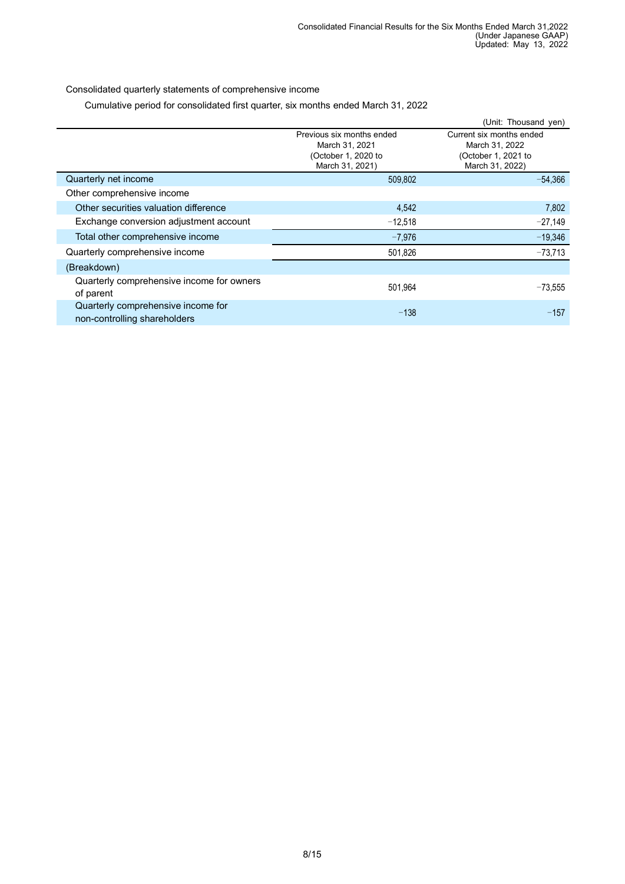Consolidated quarterly statements of comprehensive income

Cumulative period for consolidated first quarter, six months ended March 31, 2022

(Unit: Thousand yen)

| | Previous six months ended March 31, 2021 (October 1, 2020 to March 31, 2021) | Current six months ended March 31, 2022 (October 1, 2021 to March 31, 2022) |
|---|---|---|
| Quarterly net income | 509,802 | −54,366 |
| Other comprehensive income | | |
| Other securities valuation difference | 4,542 | 7,802 |
| Exchange conversion adjustment account | −12,518 | −27,149 |
| Total other comprehensive income | −7,976 | −19,346 |
| Quarterly comprehensive income | 501,826 | −73,713 |
| (Breakdown) | | |
| Quarterly comprehensive income for owners of parent | 501,964 | −73,555 |
| Quarterly comprehensive income for non-controlling shareholders | −138 | −157 |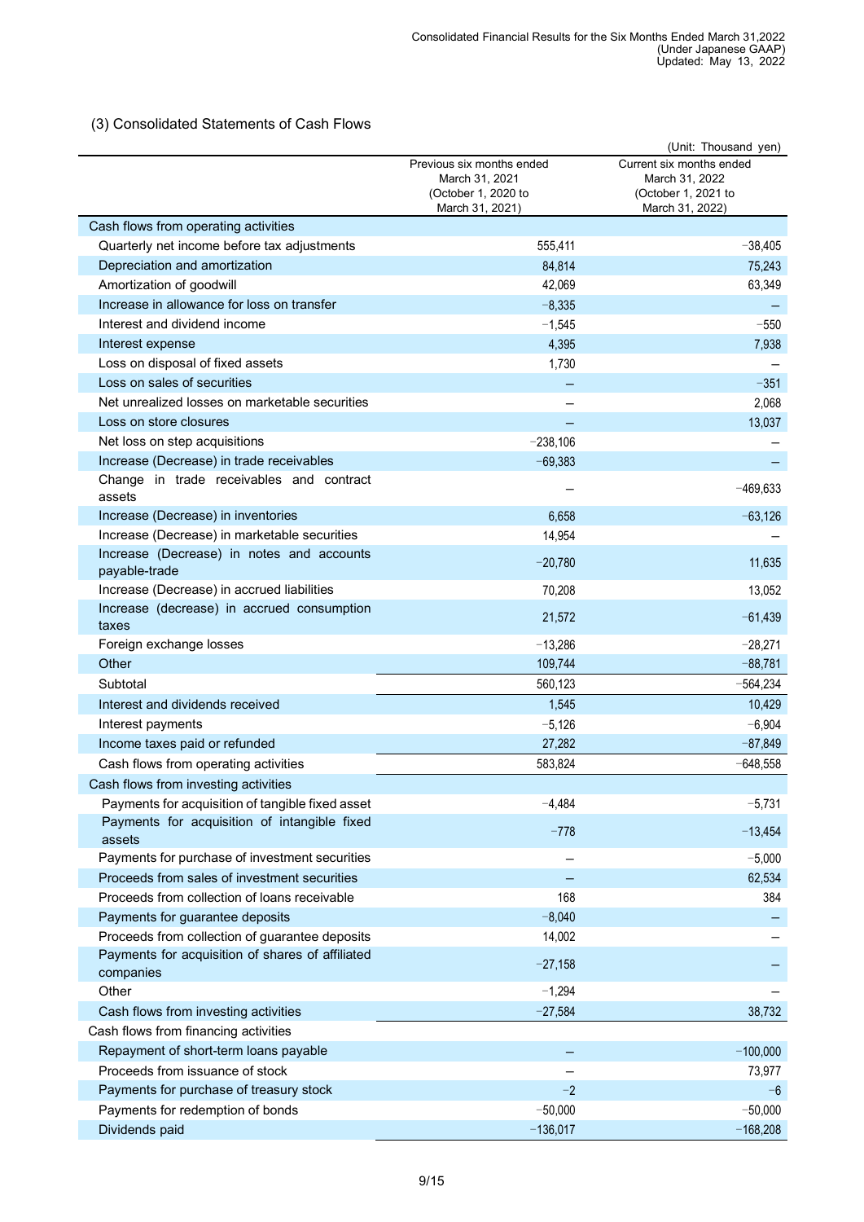### (3) Consolidated Statements of Cash Flows

(Unit: Thousand yen)

| | Previous six months ended March 31, 2021 (October 1, 2020 to March 31, 2021) | Current six months ended March 31, 2022 (October 1, 2021 to March 31, 2022) |
|---|---|---|
| Cash flows from operating activities | | |
| Quarterly net income before tax adjustments | 555,411 | −38,405 |
| Depreciation and amortization | 84,814 | 75,243 |
| Amortization of goodwill | 42,069 | 63,349 |
| Increase in allowance for loss on transfer | −8,335 | − |
| Interest and dividend income | −1,545 | −550 |
| Interest expense | 4,395 | 7,938 |
| Loss on disposal of fixed assets | 1,730 | − |
| Loss on sales of securities | − | −351 |
| Net unrealized losses on marketable securities | − | 2,068 |
| Loss on store closures | − | 13,037 |
| Net loss on step acquisitions | −238,106 | − |
| Increase (Decrease) in trade receivables | −69,383 | − |
| Change in trade receivables and contract assets | − | −469,633 |
| Increase (Decrease) in inventories | 6,658 | −63,126 |
| Increase (Decrease) in marketable securities | 14,954 | − |
| Increase (Decrease) in notes and accounts payable-trade | −20,780 | 11,635 |
| Increase (Decrease) in accrued liabilities | 70,208 | 13,052 |
| Increase (decrease) in accrued consumption taxes | 21,572 | −61,439 |
| Foreign exchange losses | −13,286 | −28,271 |
| Other | 109,744 | −88,781 |
| Subtotal | 560,123 | −564,234 |
| Interest and dividends received | 1,545 | 10,429 |
| Interest payments | −5,126 | −6,904 |
| Income taxes paid or refunded | 27,282 | −87,849 |
| Cash flows from operating activities | 583,824 | −648,558 |
| Cash flows from investing activities | | |
| Payments for acquisition of tangible fixed asset | −4,484 | −5,731 |
| Payments for acquisition of intangible fixed assets | −778 | −13,454 |
| Payments for purchase of investment securities | − | −5,000 |
| Proceeds from sales of investment securities | − | 62,534 |
| Proceeds from collection of loans receivable | 168 | 384 |
| Payments for guarantee deposits | −8,040 | − |
| Proceeds from collection of guarantee deposits | 14,002 | − |
| Payments for acquisition of shares of affiliated companies | −27,158 | − |
| Other | −1,294 | − |
| Cash flows from investing activities | −27,584 | 38,732 |
| Cash flows from financing activities | | |
| Repayment of short-term loans payable | − | −100,000 |
| Proceeds from issuance of stock | − | 73,977 |
| Payments for purchase of treasury stock | −2 | −6 |
| Payments for redemption of bonds | −50,000 | −50,000 |
| Dividends paid | −136,017 | −168,208 |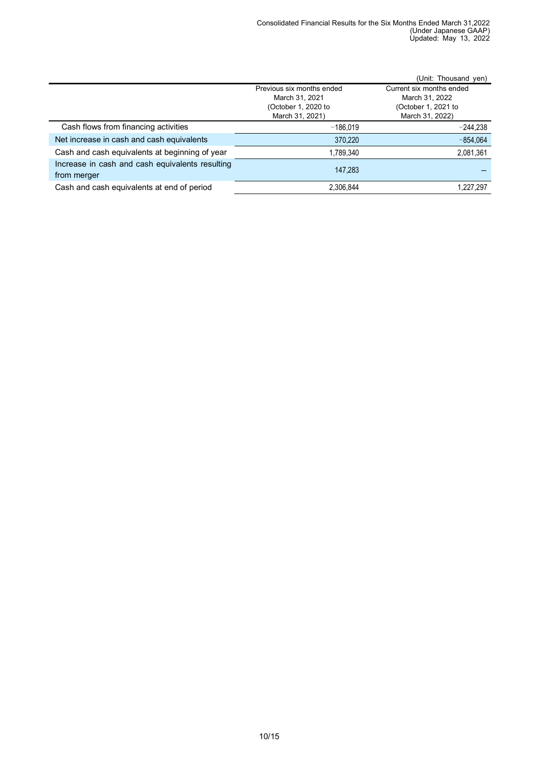(Unit: Thousand yen)

| | Previous six months ended March 31, 2021 (October 1, 2020 to March 31, 2021) | Current six months ended March 31, 2022 (October 1, 2021 to March 31, 2022) |
|---|---|---|
| Cash flows from financing activities | −186,019 | −244,238 |
| Net increase in cash and cash equivalents | 370,220 | −854,064 |
| Cash and cash equivalents at beginning of year | 1,789,340 | 2,081,361 |
| Increase in cash and cash equivalents resulting from merger | 147,283 | − |
| Cash and cash equivalents at end of period | 2,306,844 | 1,227,297 |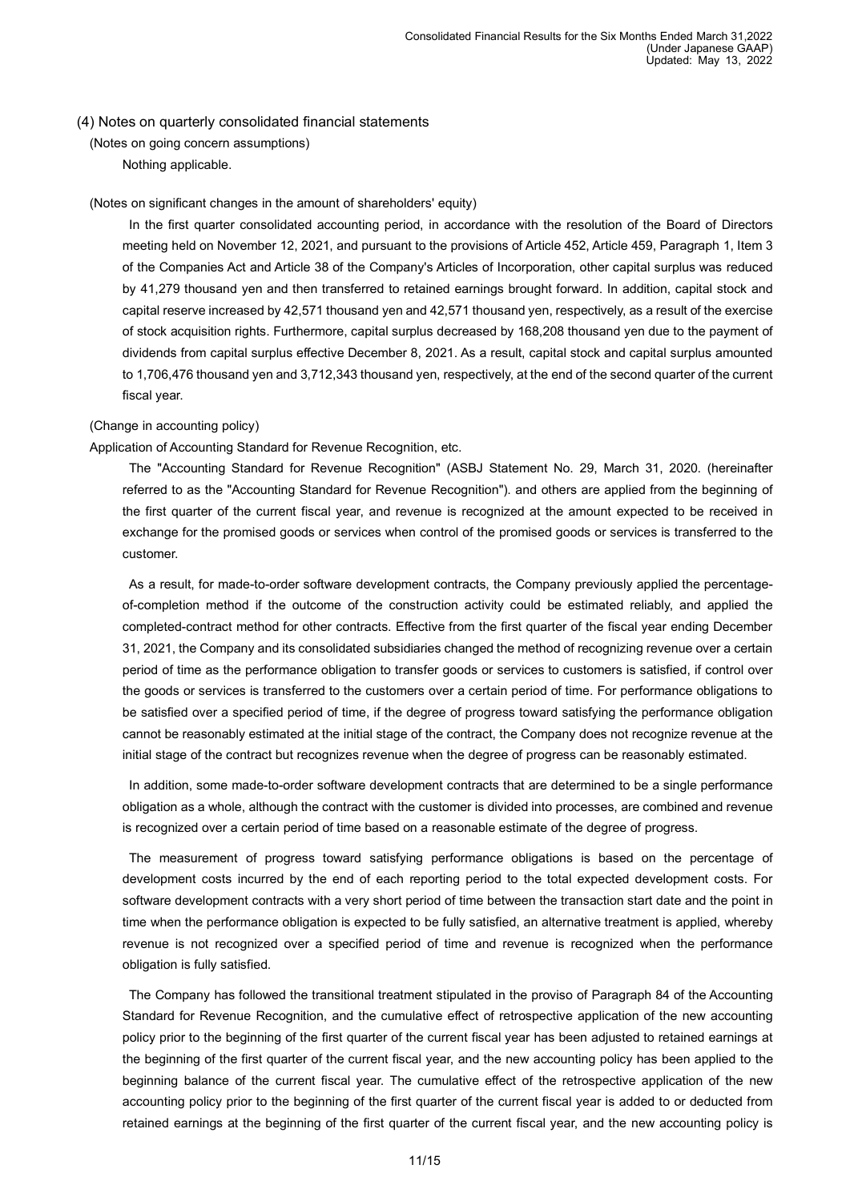## (4) Notes on quarterly consolidated financial statements

(Notes on going concern assumptions)

Nothing applicable.

(Notes on significant changes in the amount of shareholders' equity)

In the first quarter consolidated accounting period, in accordance with the resolution of the Board of Directors meeting held on November 12, 2021, and pursuant to the provisions of Article 452, Article 459, Paragraph 1, Item 3 of the Companies Act and Article 38 of the Company's Articles of Incorporation, other capital surplus was reduced by 41,279 thousand yen and then transferred to retained earnings brought forward. In addition, capital stock and capital reserve increased by 42,571 thousand yen and 42,571 thousand yen, respectively, as a result of the exercise of stock acquisition rights. Furthermore, capital surplus decreased by 168,208 thousand yen due to the payment of dividends from capital surplus effective December 8, 2021. As a result, capital stock and capital surplus amounted to 1,706,476 thousand yen and 3,712,343 thousand yen, respectively, at the end of the second quarter of the current fiscal year.

(Change in accounting policy)

Application of Accounting Standard for Revenue Recognition, etc.

The "Accounting Standard for Revenue Recognition" (ASBJ Statement No. 29, March 31, 2020. (hereinafter referred to as the "Accounting Standard for Revenue Recognition"). and others are applied from the beginning of the first quarter of the current fiscal year, and revenue is recognized at the amount expected to be received in exchange for the promised goods or services when control of the promised goods or services is transferred to the customer.

As a result, for made-to-order software development contracts, the Company previously applied the percentage-of-completion method if the outcome of the construction activity could be estimated reliably, and applied the completed-contract method for other contracts. Effective from the first quarter of the fiscal year ending December 31, 2021, the Company and its consolidated subsidiaries changed the method of recognizing revenue over a certain period of time as the performance obligation to transfer goods or services to customers is satisfied, if control over the goods or services is transferred to the customers over a certain period of time. For performance obligations to be satisfied over a specified period of time, if the degree of progress toward satisfying the performance obligation cannot be reasonably estimated at the initial stage of the contract, the Company does not recognize revenue at the initial stage of the contract but recognizes revenue when the degree of progress can be reasonably estimated.

In addition, some made-to-order software development contracts that are determined to be a single performance obligation as a whole, although the contract with the customer is divided into processes, are combined and revenue is recognized over a certain period of time based on a reasonable estimate of the degree of progress.

The measurement of progress toward satisfying performance obligations is based on the percentage of development costs incurred by the end of each reporting period to the total expected development costs. For software development contracts with a very short period of time between the transaction start date and the point in time when the performance obligation is expected to be fully satisfied, an alternative treatment is applied, whereby revenue is not recognized over a specified period of time and revenue is recognized when the performance obligation is fully satisfied.

The Company has followed the transitional treatment stipulated in the proviso of Paragraph 84 of the Accounting Standard for Revenue Recognition, and the cumulative effect of retrospective application of the new accounting policy prior to the beginning of the first quarter of the current fiscal year has been adjusted to retained earnings at the beginning of the first quarter of the current fiscal year, and the new accounting policy has been applied to the beginning balance of the current fiscal year. The cumulative effect of the retrospective application of the new accounting policy prior to the beginning of the first quarter of the current fiscal year is added to or deducted from retained earnings at the beginning of the first quarter of the current fiscal year, and the new accounting policy is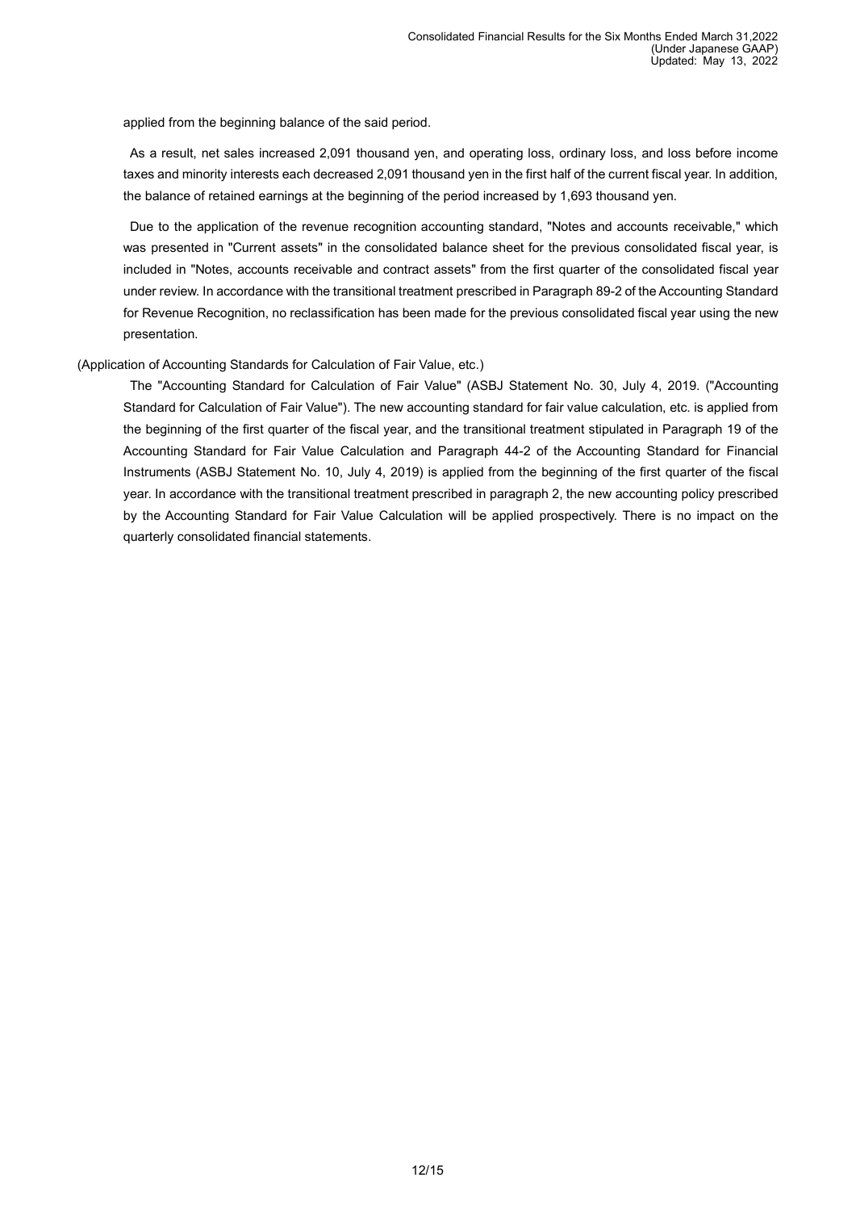applied from the beginning balance of the said period.

As a result, net sales increased 2,091 thousand yen, and operating loss, ordinary loss, and loss before income taxes and minority interests each decreased 2,091 thousand yen in the first half of the current fiscal year. In addition, the balance of retained earnings at the beginning of the period increased by 1,693 thousand yen.

Due to the application of the revenue recognition accounting standard, "Notes and accounts receivable," which was presented in "Current assets" in the consolidated balance sheet for the previous consolidated fiscal year, is included in "Notes, accounts receivable and contract assets" from the first quarter of the consolidated fiscal year under review. In accordance with the transitional treatment prescribed in Paragraph 89-2 of the Accounting Standard for Revenue Recognition, no reclassification has been made for the previous consolidated fiscal year using the new presentation.

(Application of Accounting Standards for Calculation of Fair Value, etc.)

The "Accounting Standard for Calculation of Fair Value" (ASBJ Statement No. 30, July 4, 2019. ("Accounting Standard for Calculation of Fair Value"). The new accounting standard for fair value calculation, etc. is applied from the beginning of the first quarter of the fiscal year, and the transitional treatment stipulated in Paragraph 19 of the Accounting Standard for Fair Value Calculation and Paragraph 44-2 of the Accounting Standard for Financial Instruments (ASBJ Statement No. 10, July 4, 2019) is applied from the beginning of the first quarter of the fiscal year. In accordance with the transitional treatment prescribed in paragraph 2, the new accounting policy prescribed by the Accounting Standard for Fair Value Calculation will be applied prospectively. There is no impact on the quarterly consolidated financial statements.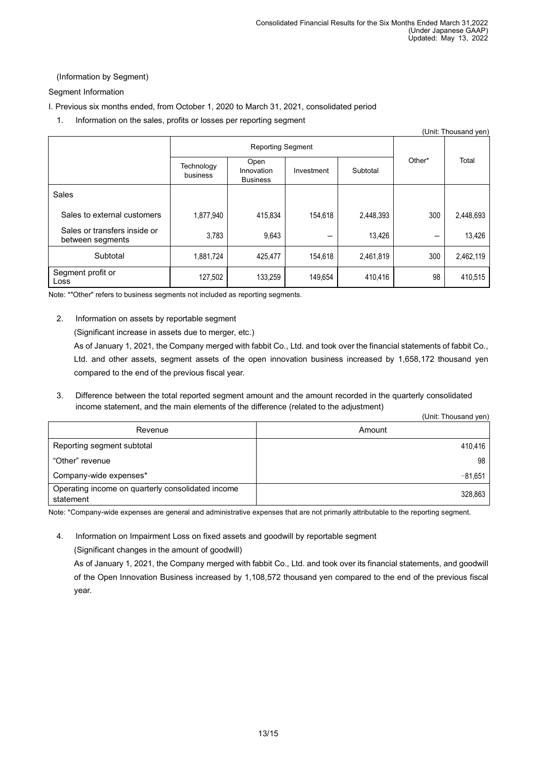(Information by Segment)

Segment Information

I. Previous six months ended, from October 1, 2020 to March 31, 2021, consolidated period

1. Information on the sales, profits or losses per reporting segment

(Unit: Thousand yen)

| | Reporting Segment | | | | Other* | Total |
|---|---|---|---|---|---|---|
| | Technology business | Open Innovation Business | Investment | Subtotal | | |
| Sales | | | | | | |
| Sales to external customers | 1,877,940 | 415,834 | 154,618 | 2,448,393 | 300 | 2,448,693 |
| Sales or transfers inside or between segments | 3,783 | 9,643 | — | 13,426 | — | 13,426 |
| Subtotal | 1,881,724 | 425,477 | 154,618 | 2,461,819 | 300 | 2,462,119 |
| Segment profit or Loss | 127,502 | 133,259 | 149,654 | 410,416 | 98 | 410,515 |

Note: *"Other" refers to business segments not included as reporting segments.

2. Information on assets by reportable segment

(Significant increase in assets due to merger, etc.)

As of January 1, 2021, the Company merged with fabbit Co., Ltd. and took over the financial statements of fabbit Co., Ltd. and other assets, segment assets of the open innovation business increased by 1,658,172 thousand yen compared to the end of the previous fiscal year.

3. Difference between the total reported segment amount and the amount recorded in the quarterly consolidated income statement, and the main elements of the difference (related to the adjustment)

(Unit: Thousand yen)

| Revenue | Amount |
|---|---|
| Reporting segment subtotal | 410,416 |
| "Other" revenue | 98 |
| Company-wide expenses* | −81,651 |
| Operating income on quarterly consolidated income statement | 328,863 |

Note: *Company-wide expenses are general and administrative expenses that are not primarily attributable to the reporting segment.

4. Information on Impairment Loss on fixed assets and goodwill by reportable segment

(Significant changes in the amount of goodwill)

As of January 1, 2021, the Company merged with fabbit Co., Ltd. and took over its financial statements, and goodwill of the Open Innovation Business increased by 1,108,572 thousand yen compared to the end of the previous fiscal year.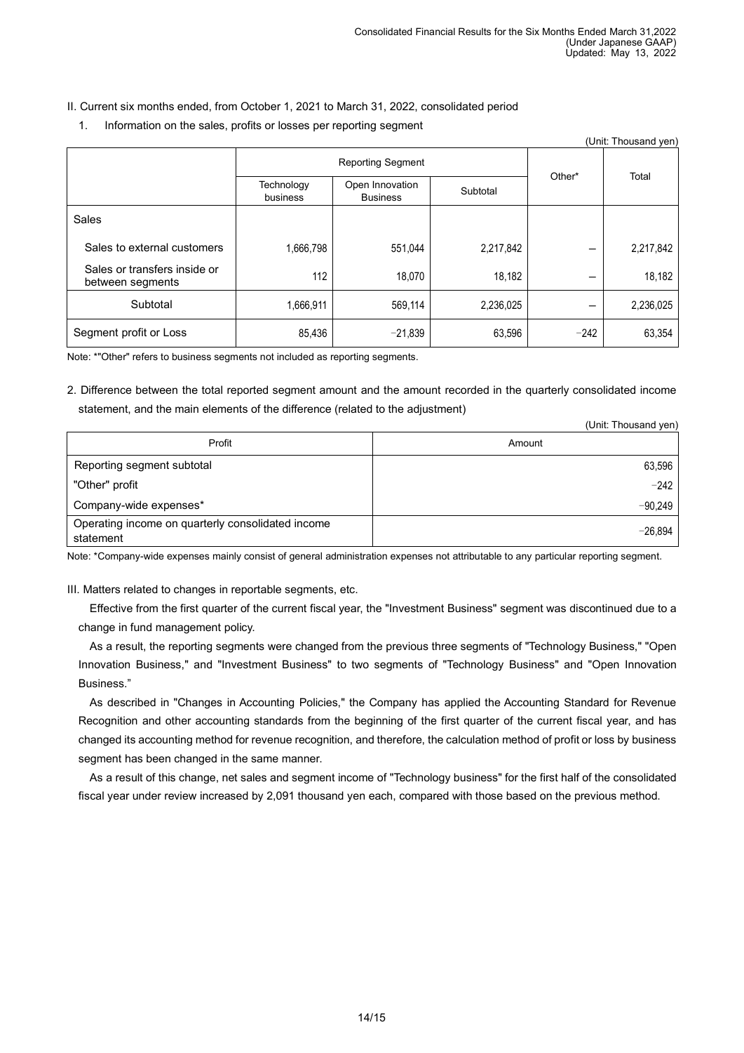II. Current six months ended, from October 1, 2021 to March 31, 2022, consolidated period

1. Information on the sales, profits or losses per reporting segment

(Unit: Thousand yen)

| | Reporting Segment | | | Other* | Total |
|---|---|---|---|---|---|
| | Technology business | Open Innovation Business | Subtotal | | |
| Sales | | | | | |
| Sales to external customers | 1,666,798 | 551,044 | 2,217,842 | – | 2,217,842 |
| Sales or transfers inside or between segments | 112 | 18,070 | 18,182 | – | 18,182 |
| Subtotal | 1,666,911 | 569,114 | 2,236,025 | – | 2,236,025 |
| Segment profit or Loss | 85,436 | −21,839 | 63,596 | −242 | 63,354 |

Note: *"Other" refers to business segments not included as reporting segments.

2. Difference between the total reported segment amount and the amount recorded in the quarterly consolidated income statement, and the main elements of the difference (related to the adjustment)

(Unit: Thousand yen)

| Profit | Amount |
|---|---|
| Reporting segment subtotal | 63,596 |
| "Other" profit | −242 |
| Company-wide expenses* | −90,249 |
| Operating income on quarterly consolidated income statement | −26,894 |

Note: *Company-wide expenses mainly consist of general administration expenses not attributable to any particular reporting segment.

III. Matters related to changes in reportable segments, etc.

Effective from the first quarter of the current fiscal year, the "Investment Business" segment was discontinued due to a change in fund management policy.

As a result, the reporting segments were changed from the previous three segments of "Technology Business," "Open Innovation Business," and "Investment Business" to two segments of "Technology Business" and "Open Innovation Business."

As described in "Changes in Accounting Policies," the Company has applied the Accounting Standard for Revenue Recognition and other accounting standards from the beginning of the first quarter of the current fiscal year, and has changed its accounting method for revenue recognition, and therefore, the calculation method of profit or loss by business segment has been changed in the same manner.

As a result of this change, net sales and segment income of "Technology business" for the first half of the consolidated fiscal year under review increased by 2,091 thousand yen each, compared with those based on the previous method.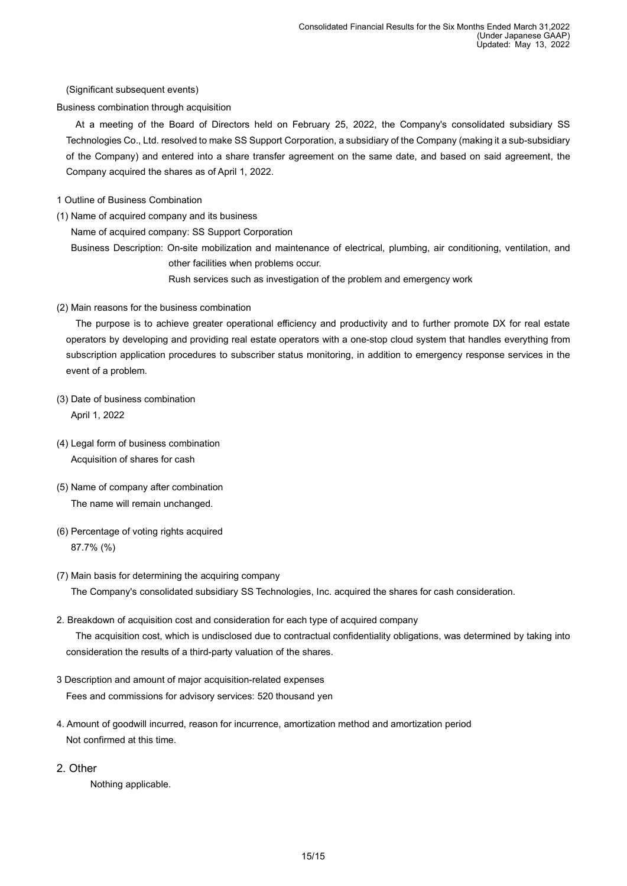(Significant subsequent events)

Business combination through acquisition

At a meeting of the Board of Directors held on February 25, 2022, the Company's consolidated subsidiary SS Technologies Co., Ltd. resolved to make SS Support Corporation, a subsidiary of the Company (making it a sub-subsidiary of the Company) and entered into a share transfer agreement on the same date, and based on said agreement, the Company acquired the shares as of April 1, 2022.

1 Outline of Business Combination

(1) Name of acquired company and its business

Name of acquired company: SS Support Corporation

Business Description: On-site mobilization and maintenance of electrical, plumbing, air conditioning, ventilation, and other facilities when problems occur.

Rush services such as investigation of the problem and emergency work

(2) Main reasons for the business combination

The purpose is to achieve greater operational efficiency and productivity and to further promote DX for real estate operators by developing and providing real estate operators with a one-stop cloud system that handles everything from subscription application procedures to subscriber status monitoring, in addition to emergency response services in the event of a problem.

(3) Date of business combination

April 1, 2022

(4) Legal form of business combination

Acquisition of shares for cash

(5) Name of company after combination

The name will remain unchanged.

(6) Percentage of voting rights acquired

87.7% (%)

(7) Main basis for determining the acquiring company

The Company's consolidated subsidiary SS Technologies, Inc. acquired the shares for cash consideration.

2. Breakdown of acquisition cost and consideration for each type of acquired company

The acquisition cost, which is undisclosed due to contractual confidentiality obligations, was determined by taking into consideration the results of a third-party valuation of the shares.

3 Description and amount of major acquisition-related expenses

Fees and commissions for advisory services: 520 thousand yen

4. Amount of goodwill incurred, reason for incurrence, amortization method and amortization period

Not confirmed at this time.

## 2. Other

Nothing applicable.